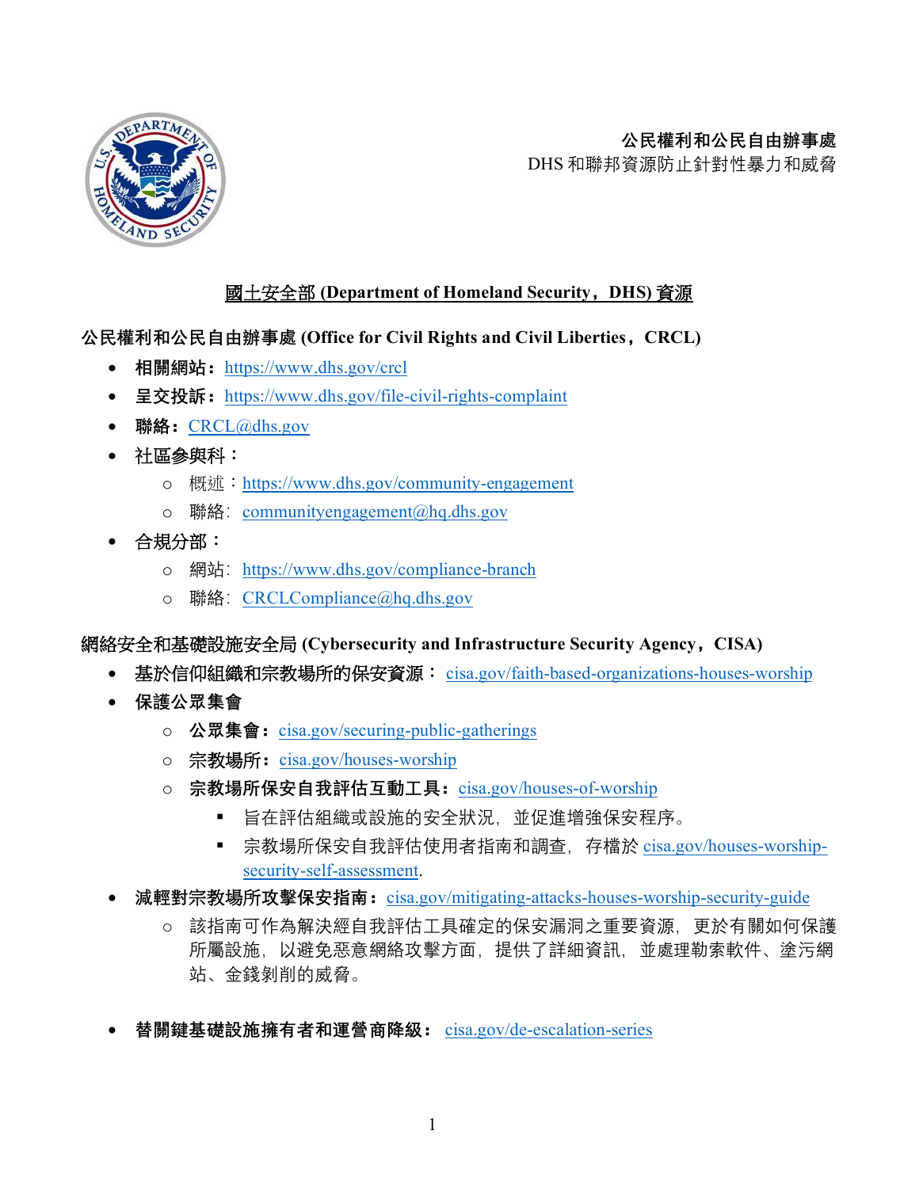**公民權利和公民自由辦事處**
DHS 和聯邦資源防止針對性暴力和威脅

## 國土安全部 (Department of Homeland Security，DHS) 資源

**公民權利和公民自由辦事處 (Office for Civil Rights and Civil Liberties，CRCL)**

- **相關網站：**https://www.dhs.gov/crcl
- **呈交投訴：**https://www.dhs.gov/file-civil-rights-complaint
- **聯絡：**CRCL@dhs.gov
- 社區參與科：
  - 概述：https://www.dhs.gov/community-engagement
  - 聯絡: communityengagement@hq.dhs.gov
- 合規分部：
  - 網站: https://www.dhs.gov/compliance-branch
  - 聯絡: CRCLCompliance@hq.dhs.gov

**網絡安全和基礎設施安全局 (Cybersecurity and Infrastructure Security Agency，CISA)**

- 基於信仰組織和宗教場所的保安資源： cisa.gov/faith-based-organizations-houses-worship
- **保護公眾集會**
  - **公眾集會：**cisa.gov/securing-public-gatherings
  - 宗教場所**：**cisa.gov/houses-worship
  - **宗教場所保安自我評估互動工具：**cisa.gov/houses-of-worship
    - 旨在評估組織或設施的安全狀況，並促進增強保安程序。
    - 宗教場所保安自我評估使用者指南和調查，存檔於 cisa.gov/houses-worship-security-self-assessment.
- **減輕對宗教場所攻擊保安指南：**cisa.gov/mitigating-attacks-houses-worship-security-guide
  - 該指南可作為解決經自我評估工具確定的保安漏洞之重要資源，更於有關如何保護所屬設施，以避免惡意網絡攻擊方面，提供了詳細資訊，並處理勒索軟件、塗污網站、金錢剝削的威脅。
- **替關鍵基礎設施擁有者和運營商降級：** cisa.gov/de-escalation-series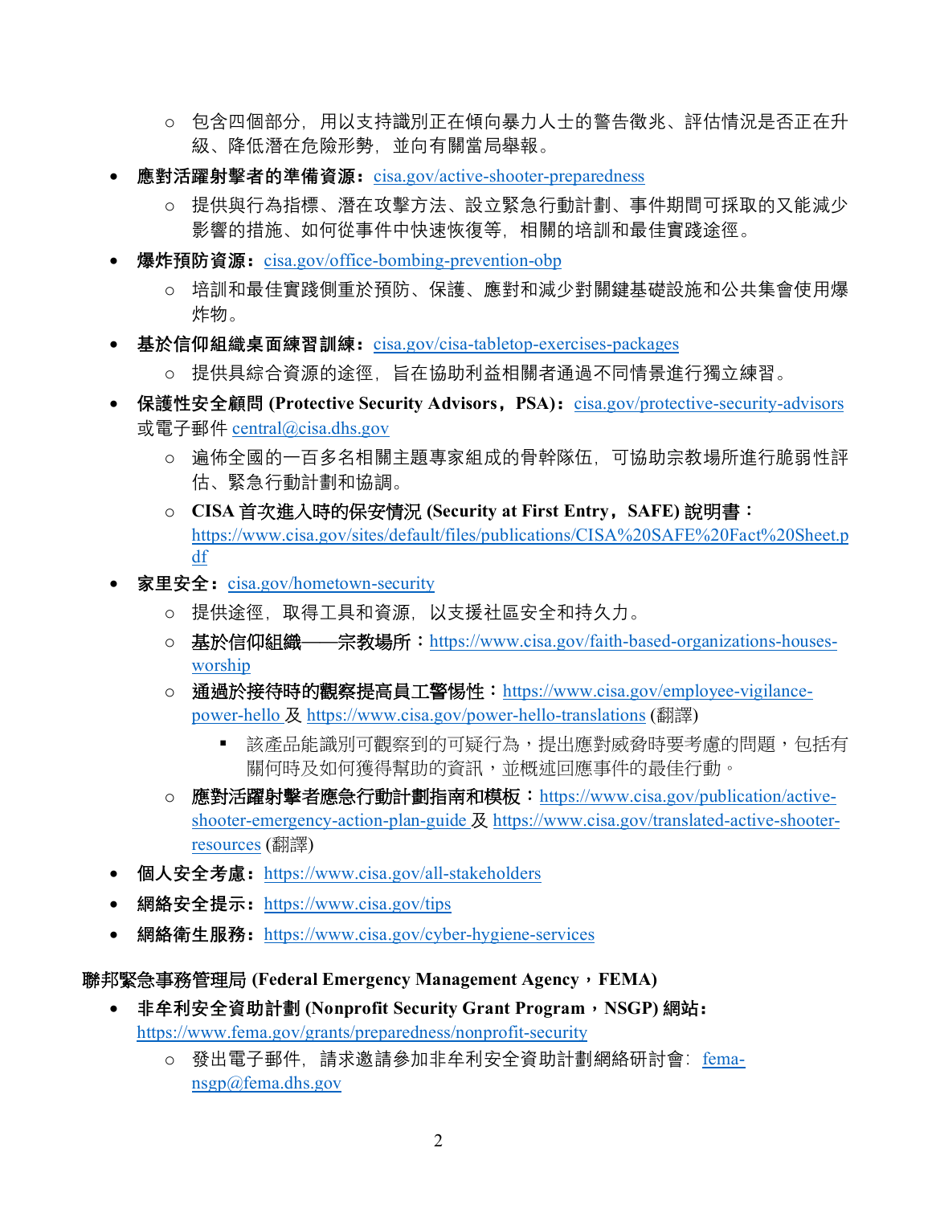- 包含四個部分，用以支持識別正在傾向暴力人士的警告徵兆、評估情況是否正在升級、降低潛在危險形勢，並向有關當局舉報。

- **應對活躍射擊者的準備資源：**cisa.gov/active-shooter-preparedness
  - 提供與行為指標、潛在攻擊方法、設立緊急行動計劃、事件期間可採取的又能減少影響的措施、如何從事件中快速恢復等，相關的培訓和最佳實踐途徑。
- **爆炸預防資源：**cisa.gov/office-bombing-prevention-obp
  - 培訓和最佳實踐側重於預防、保護、應對和減少對關鍵基礎設施和公共集會使用爆炸物。
- **基於信仰組織桌面練習訓練：**cisa.gov/cisa-tabletop-exercises-packages
  - 提供具綜合資源的途徑，旨在協助利益相關者通過不同情景進行獨立練習。
- **保護性安全顧問 (Protective Security Advisors，PSA)：**cisa.gov/protective-security-advisors 或電子郵件 central@cisa.dhs.gov
  - 遍佈全國的一百多名相關主題專家組成的骨幹隊伍，可協助宗教場所進行脆弱性評估、緊急行動計劃和協調。
  - **CISA 首次進入時的保安情況 (Security at First Entry，SAFE) 說明書：**https://www.cisa.gov/sites/default/files/publications/CISA%20SAFE%20Fact%20Sheet.pdf
- **家里安全：**cisa.gov/hometown-security
  - 提供途徑，取得工具和資源，以支援社區安全和持久力。
  - **基於信仰組織——宗教場所：**https://www.cisa.gov/faith-based-organizations-houses-worship
  - **通過於接待時的觀察提高員工警惕性：**https://www.cisa.gov/employee-vigilance-power-hello 及 https://www.cisa.gov/power-hello-translations (翻譯)
    - 該產品能識別可觀察到的可疑行為，提出應對威脅時要考慮的問題，包括有關何時及如何獲得幫助的資訊，並概述回應事件的最佳行動。
  - **應對活躍射擊者應急行動計劃指南和模板：**https://www.cisa.gov/publication/active-shooter-emergency-action-plan-guide 及 https://www.cisa.gov/translated-active-shooter-resources (翻譯)
- **個人安全考慮：**https://www.cisa.gov/all-stakeholders
- **網絡安全提示：**https://www.cisa.gov/tips
- **網絡衛生服務：**https://www.cisa.gov/cyber-hygiene-services

**聯邦緊急事務管理局 (Federal Emergency Management Agency，FEMA)**

- **非牟利安全資助計劃 (Nonprofit Security Grant Program，NSGP) 網站：**https://www.fema.gov/grants/preparedness/nonprofit-security
  - 發出電子郵件，請求邀請參加非牟利安全資助計劃網絡研討會：fema-nsgp@fema.dhs.gov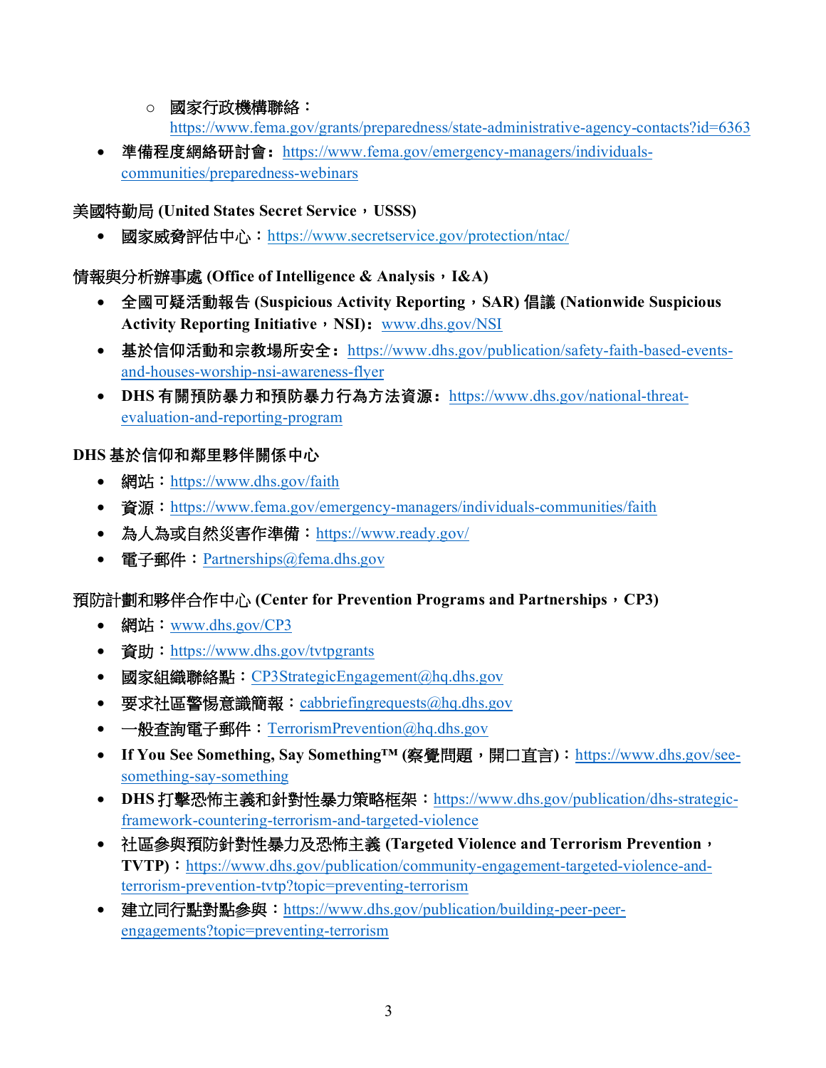- 國家行政機構聯絡：https://www.fema.gov/grants/preparedness/state-administrative-agency-contacts?id=6363
- **準備程度網絡研討會：** https://www.fema.gov/emergency-managers/individuals-communities/preparedness-webinars

**美國特勤局 (United States Secret Service，USSS)**

- 國家威脅評估中心：https://www.secretservice.gov/protection/ntac/

**情報與分析辦事處 (Office of Intelligence & Analysis，I&A)**

- **全國可疑活動報告 (Suspicious Activity Reporting，SAR) 倡議 (Nationwide Suspicious Activity Reporting Initiative，NSI)：** www.dhs.gov/NSI
- **基於信仰活動和宗教場所安全：** https://www.dhs.gov/publication/safety-faith-based-events-and-houses-worship-nsi-awareness-flyer
- **DHS 有關預防暴力和預防暴力行為方法資源：** https://www.dhs.gov/national-threat-evaluation-and-reporting-program

**DHS 基於信仰和鄰里夥伴關係中心**

- 網站：https://www.dhs.gov/faith
- 資源：https://www.fema.gov/emergency-managers/individuals-communities/faith
- 為人為或自然災害作準備：https://www.ready.gov/
- 電子郵件：Partnerships@fema.dhs.gov

**預防計劃和夥伴合作中心 (Center for Prevention Programs and Partnerships，CP3)**

- 網站：www.dhs.gov/CP3
- 資助：https://www.dhs.gov/tvtpgrants
- 國家組織聯絡點：CP3StrategicEngagement@hq.dhs.gov
- 要求社區警惕意識簡報：cabbriefingrequests@hq.dhs.gov
- 一般查詢電子郵件：TerrorismPrevention@hq.dhs.gov
- **If You See Something, Say Something™ (察覺問題，開口直言)：** https://www.dhs.gov/see-something-say-something
- **DHS 打擊恐怖主義和針對性暴力策略框架：** https://www.dhs.gov/publication/dhs-strategic-framework-countering-terrorism-and-targeted-violence
- **社區參與預防針對性暴力及恐怖主義 (Targeted Violence and Terrorism Prevention，TVTP)：** https://www.dhs.gov/publication/community-engagement-targeted-violence-and-terrorism-prevention-tvtp?topic=preventing-terrorism
- **建立同行點對點參與：** https://www.dhs.gov/publication/building-peer-peer-engagements?topic=preventing-terrorism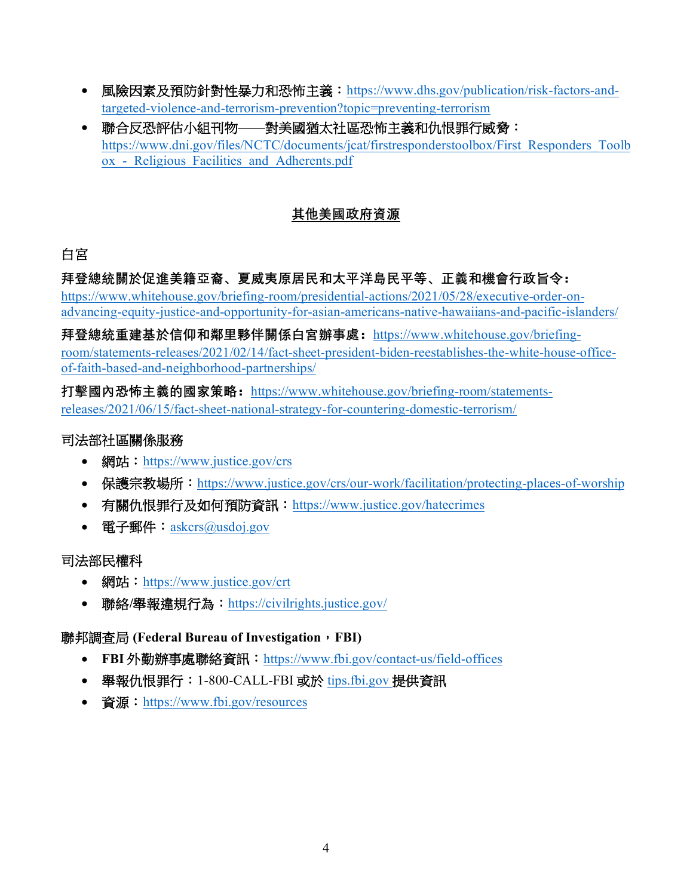- 風險因素及預防針對性暴力和恐怖主義：https://www.dhs.gov/publication/risk-factors-and-targeted-violence-and-terrorism-prevention?topic=preventing-terrorism
- 聯合反恐評估小組刊物——對美國猶太社區恐怖主義和仇恨罪行威脅：https://www.dni.gov/files/NCTC/documents/jcat/firstresponderstoolbox/First_Responders_Toolbox_-_Religious_Facilities_and_Adherents.pdf

## 其他美國政府資源

### 白宮

**拜登總統關於促進美籍亞裔、夏威夷原居民和太平洋島民平等、正義和機會行政旨令：** https://www.whitehouse.gov/briefing-room/presidential-actions/2021/05/28/executive-order-on-advancing-equity-justice-and-opportunity-for-asian-americans-native-hawaiians-and-pacific-islanders/

**拜登總統重建基於信仰和鄰里夥伴關係白宮辦事處：** https://www.whitehouse.gov/briefing-room/statements-releases/2021/02/14/fact-sheet-president-biden-reestablishes-the-white-house-office-of-faith-based-and-neighborhood-partnerships/

**打擊國內恐怖主義的國家策略：** https://www.whitehouse.gov/briefing-room/statements-releases/2021/06/15/fact-sheet-national-strategy-for-countering-domestic-terrorism/

### 司法部社區關係服務

- 網站：https://www.justice.gov/crs
- 保護宗教場所：https://www.justice.gov/crs/our-work/facilitation/protecting-places-of-worship
- 有關仇恨罪行及如何預防資訊：https://www.justice.gov/hatecrimes
- 電子郵件：askcrs@usdoj.gov

### 司法部民權科

- 網站：https://www.justice.gov/crt
- 聯絡/舉報違規行為：https://civilrights.justice.gov/

### 聯邦調查局 (Federal Bureau of Investigation，FBI)

- FBI 外勤辦事處聯絡資訊：https://www.fbi.gov/contact-us/field-offices
- 舉報仇恨罪行：1-800-CALL-FBI 或於 tips.fbi.gov 提供資訊
- 資源：https://www.fbi.gov/resources